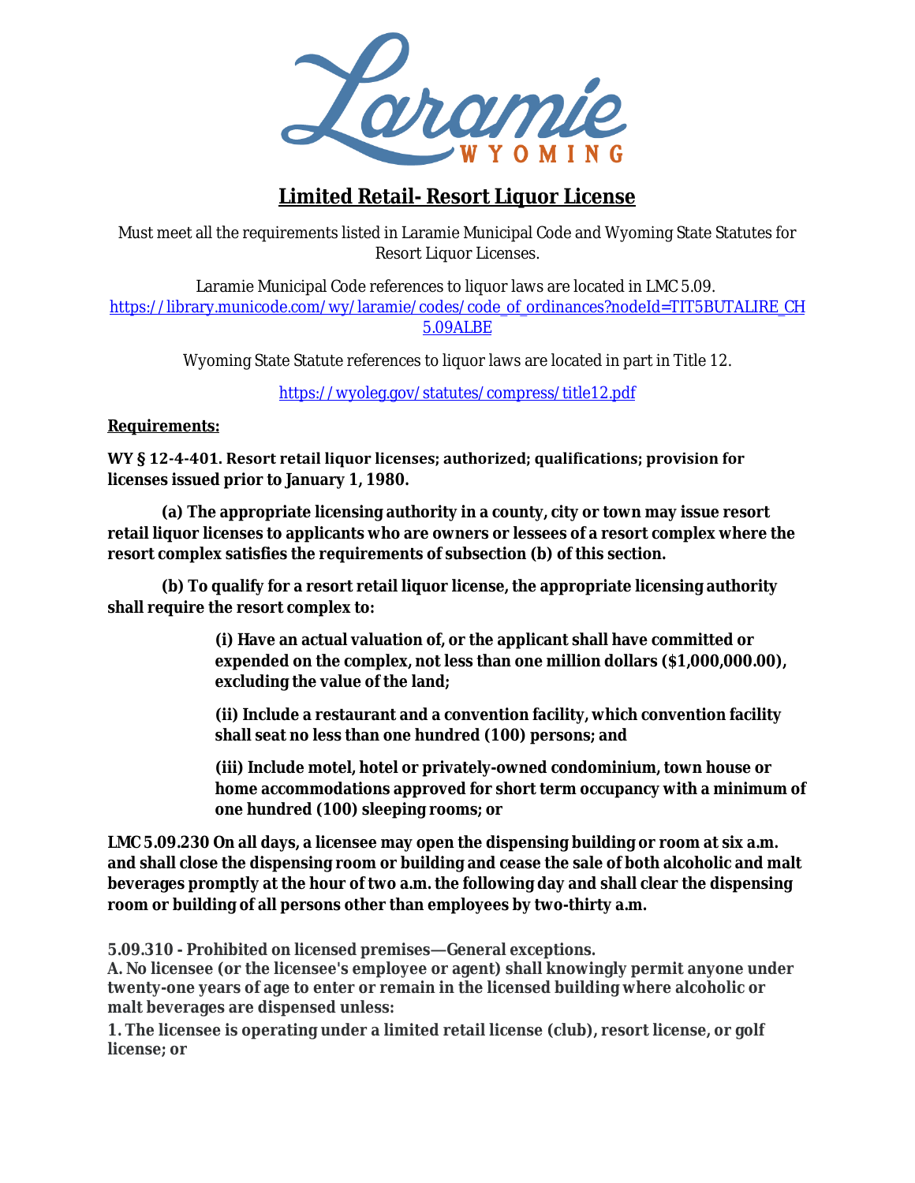Laramie WYOMING

# Limited Retail- Resort Liquor License

Must meet all the requirements listed in Laramie Municipal Code and Wyoming State Statutes for Resort Liquor Licenses.

Laramie Municipal Code references to liquor laws are located in LMC 5.09.
https://library.municode.com/wy/laramie/codes/code_of_ordinances?nodeId=TIT5BUTALIRE_CH5.09ALBE

Wyoming State Statute references to liquor laws are located in part in Title 12.

https://wyoleg.gov/statutes/compress/title12.pdf

**Requirements:**

**WY § 12-4-401. Resort retail liquor licenses; authorized; qualifications; provision for licenses issued prior to January 1, 1980.**

**(a) The appropriate licensing authority in a county, city or town may issue resort retail liquor licenses to applicants who are owners or lessees of a resort complex where the resort complex satisfies the requirements of subsection (b) of this section.**

**(b) To qualify for a resort retail liquor license, the appropriate licensing authority shall require the resort complex to:**

> **(i) Have an actual valuation of, or the applicant shall have committed or expended on the complex, not less than one million dollars ($1,000,000.00), excluding the value of the land;**
>
> **(ii) Include a restaurant and a convention facility, which convention facility shall seat no less than one hundred (100) persons; and**
>
> **(iii) Include motel, hotel or privately-owned condominium, town house or home accommodations approved for short term occupancy with a minimum of one hundred (100) sleeping rooms; or**

**LMC 5.09.230 On all days, a licensee may open the dispensing building or room at six a.m. and shall close the dispensing room or building and cease the sale of both alcoholic and malt beverages promptly at the hour of two a.m. the following day and shall clear the dispensing room or building of all persons other than employees by two-thirty a.m.**

**5.09.310 - Prohibited on licensed premises—General exceptions.**
**A. No licensee (or the licensee's employee or agent) shall knowingly permit anyone under twenty-one years of age to enter or remain in the licensed building where alcoholic or malt beverages are dispensed unless:**

**1. The licensee is operating under a limited retail license (club), resort license, or golf license; or**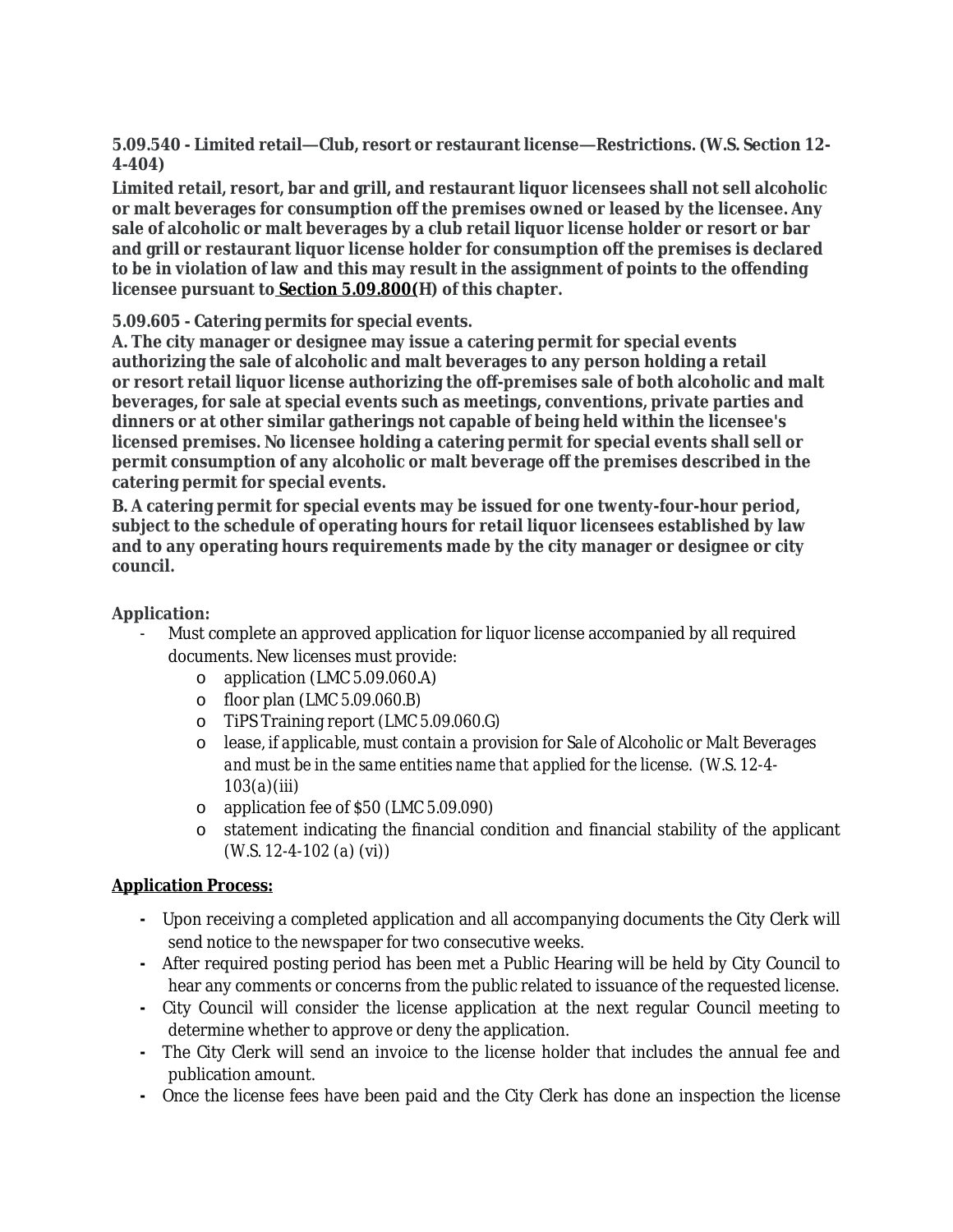**5.09.540 - Limited retail—Club, resort or restaurant license—Restrictions. (W.S. Section 12-4-404)**

**Limited retail, resort, bar and grill, and restaurant liquor licensees shall not sell alcoholic or malt beverages for consumption off the premises owned or leased by the licensee. Any sale of alcoholic or malt beverages by a club retail liquor license holder or resort or bar and grill or restaurant liquor license holder for consumption off the premises is declared to be in violation of law and this may result in the assignment of points to the offending licensee pursuant to <u>Section 5.09.800(</u>H) of this chapter.**

**5.09.605 - Catering permits for special events.**

**A. The city manager or designee may issue a catering permit for special events authorizing the sale of alcoholic and malt beverages to any person holding a retail or resort retail liquor license authorizing the off-premises sale of both alcoholic and malt beverages, for sale at special events such as meetings, conventions, private parties and dinners or at other similar gatherings not capable of being held within the licensee's licensed premises. No licensee holding a catering permit for special events shall sell or permit consumption of any alcoholic or malt beverage off the premises described in the catering permit for special events.**

**B. A catering permit for special events may be issued for one twenty-four-hour period, subject to the schedule of operating hours for retail liquor licensees established by law and to any operating hours requirements made by the city manager or designee or city council.**

**Application:**

- Must complete an approved application for liquor license accompanied by all required documents. New licenses must provide:
  - application (LMC 5.09.060.A)
  - floor plan (LMC 5.09.060.B)
  - TiPS Training report (LMC 5.09.060.G)
  - lease, *if applicable, must contain a provision for Sale of Alcoholic or Malt Beverages and must be in the same entities name that applied for the license. (W.S. 12-4-103(a)(iii)*
  - application fee of $50 (LMC 5.09.090)
  - statement indicating the financial condition and financial stability of the applicant (W.S. 12-4-102 (a) (vi))

**<u>Application Process:</u>**

- Upon receiving a completed application and all accompanying documents the City Clerk will send notice to the newspaper for two consecutive weeks.
- After required posting period has been met a Public Hearing will be held by City Council to hear any comments or concerns from the public related to issuance of the requested license.
- City Council will consider the license application at the next regular Council meeting to determine whether to approve or deny the application.
- The City Clerk will send an invoice to the license holder that includes the annual fee and publication amount.
- Once the license fees have been paid and the City Clerk has done an inspection the license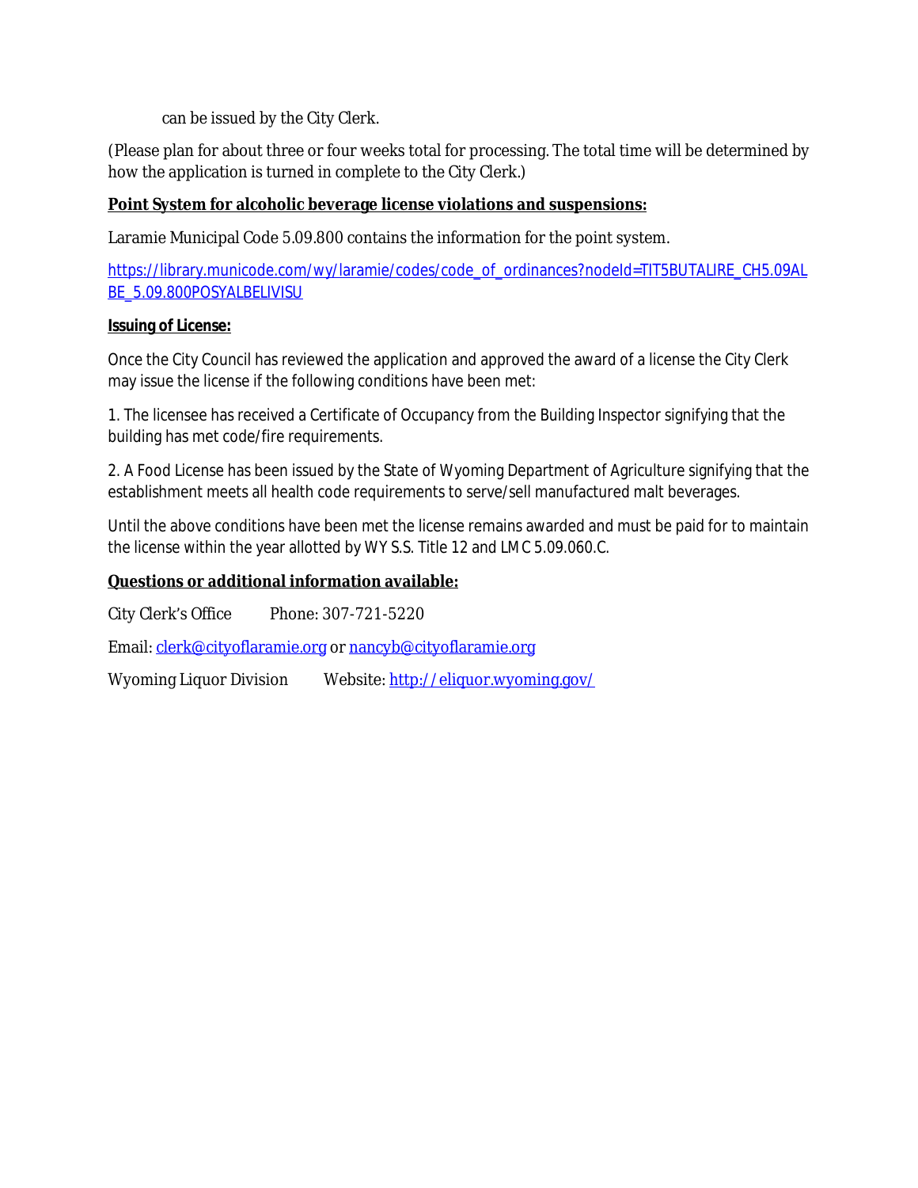can be issued by the City Clerk.

(Please plan for about three or four weeks total for processing. The total time will be determined by how the application is turned in complete to the City Clerk.)

**Point System for alcoholic beverage license violations and suspensions:**

Laramie Municipal Code 5.09.800 contains the information for the point system.

https://library.municode.com/wy/laramie/codes/code_of_ordinances?nodeId=TIT5BUTALIRE_CH5.09ALBE_5.09.800POSYALBELIVISU

**Issuing of License:**

Once the City Council has reviewed the application and approved the award of a license the City Clerk may issue the license if the following conditions have been met:

1. The licensee has received a Certificate of Occupancy from the Building Inspector signifying that the building has met code/fire requirements.

2. A Food License has been issued by the State of Wyoming Department of Agriculture signifying that the establishment meets all health code requirements to serve/sell manufactured malt beverages.

Until the above conditions have been met the license remains awarded and must be paid for to maintain the license within the year allotted by WY S.S. Title 12 and LMC 5.09.060.C.

**Questions or additional information available:**

City Clerk's Office Phone: 307-721-5220

Email: clerk@cityoflaramie.org or nancyb@cityoflaramie.org

Wyoming Liquor Division Website: http://eliquor.wyoming.gov/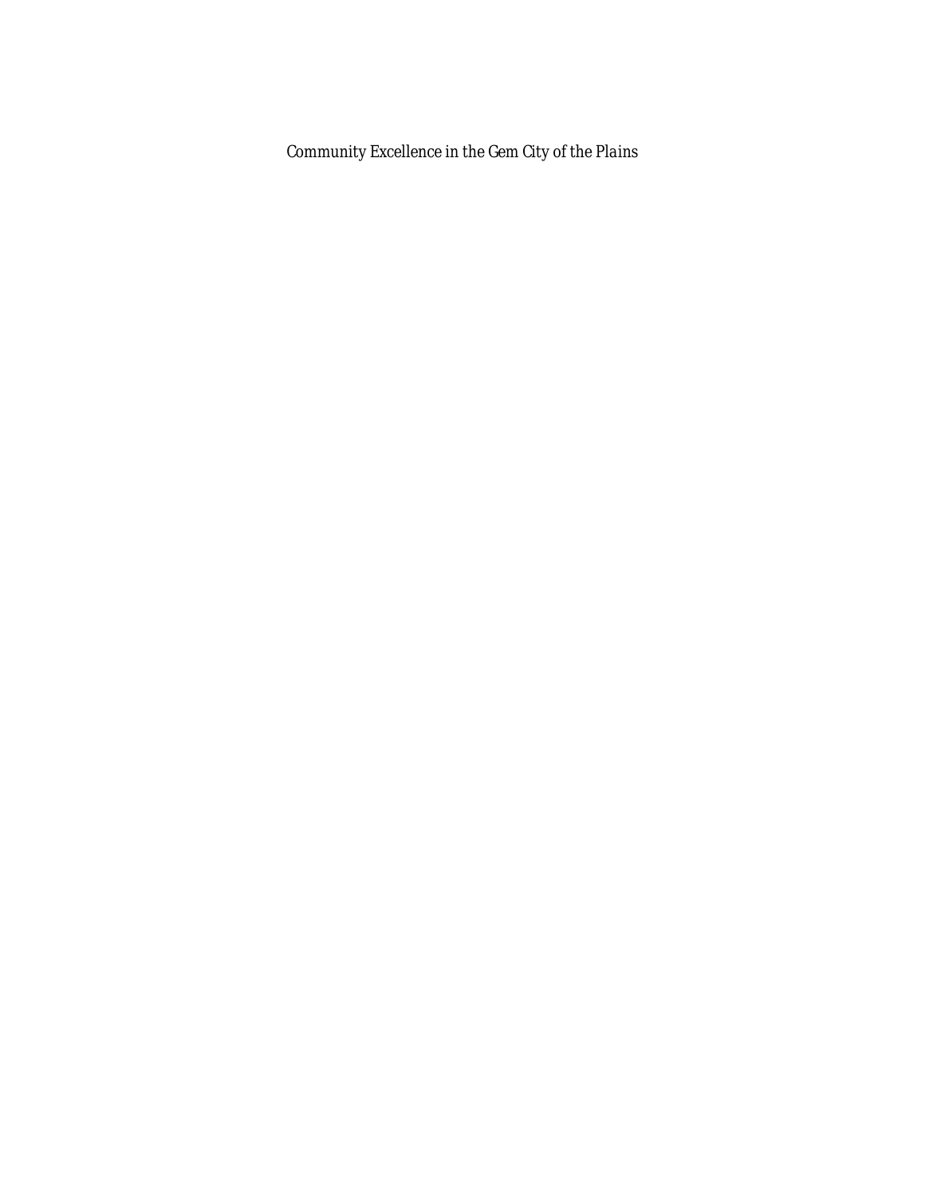*Community Excellence in the Gem City of the Plains*